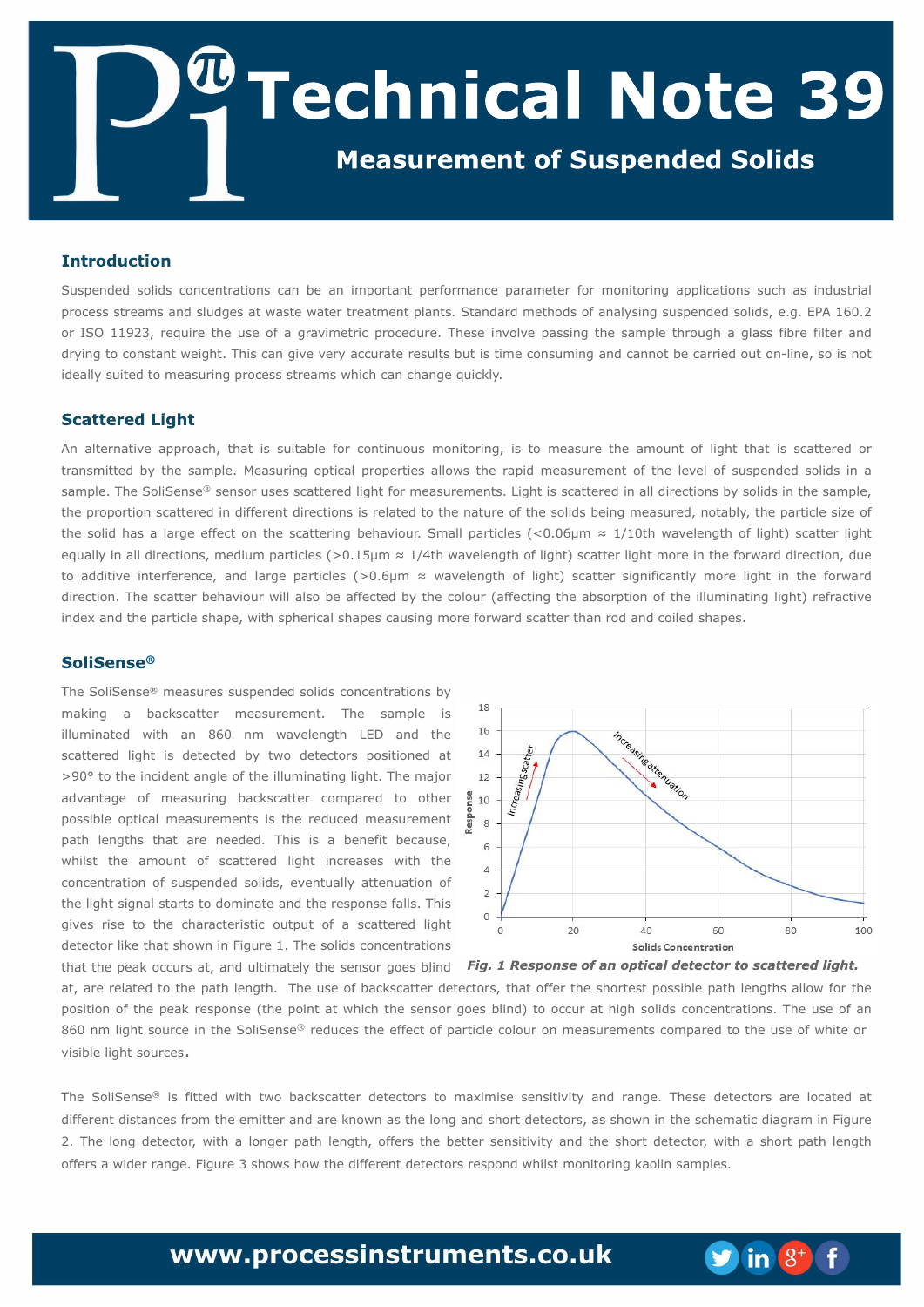# Technical Note 39

## Measurement of Suspended Solids

### Introduction

Suspended solids concentrations can be an important performance parameter for monitoring applications such as industrial process streams and sludges at waste water treatment plants. Standard methods of analysing suspended solids, e.g. EPA 160.2 or ISO 11923, require the use of a gravimetric procedure. These involve passing the sample through a glass fibre filter and drying to constant weight. This can give very accurate results but is time consuming and cannot be carried out on-line, so is not ideally suited to measuring process streams which can change quickly.

### Scattered Light

An alternative approach, that is suitable for continuous monitoring, is to measure the amount of light that is scattered or transmitted by the sample. Measuring optical properties allows the rapid measurement of the level of suspended solids in a sample. The SoliSense® sensor uses scattered light for measurements. Light is scattered in all directions by solids in the sample, the proportion scattered in different directions is related to the nature of the solids being measured, notably, the particle size of the solid has a large effect on the scattering behaviour. Small particles (<0.06µm ≈ 1/10th wavelength of light) scatter light equally in all directions, medium particles (>0.15µm ≈ 1/4th wavelength of light) scatter light more in the forward direction, due to additive interference, and large particles (>0.6µm ≈ wavelength of light) scatter significantly more light in the forward direction. The scatter behaviour will also be affected by the colour (affecting the absorption of the illuminating light) refractive index and the particle shape, with spherical shapes causing more forward scatter than rod and coiled shapes.

### SoliSense®

The SoliSense® measures suspended solids concentrations by making a backscatter measurement. The sample is illuminated with an 860 nm wavelength LED and the scattered light is detected by two detectors positioned at >90° to the incident angle of the illuminating light. The major advantage of measuring backscatter compared to other possible optical measurements is the reduced measurement path lengths that are needed. This is a benefit because, whilst the amount of scattered light increases with the concentration of suspended solids, eventually attenuation of the light signal starts to dominate and the response falls. This gives rise to the characteristic output of a scattered light detector like that shown in Figure 1. The solids concentrations that the peak occurs at, and ultimately the sensor goes blind at, are related to the path length. The use of backscatter detectors, that offer the shortest possible path lengths allow for the position of the peak response (the point at which the sensor goes blind) to occur at high solids concentrations. The use of an 860 nm light source in the SoliSense® reduces the effect of particle colour on measurements compared to the use of white or visible light sources.

*Fig. 1 Response of an optical detector to scattered light.*

The SoliSense® is fitted with two backscatter detectors to maximise sensitivity and range. These detectors are located at different distances from the emitter and are known as the long and short detectors, as shown in the schematic diagram in Figure 2. The long detector, with a longer path length, offers the better sensitivity and the short detector, with a short path length offers a wider range. Figure 3 shows how the different detectors respond whilst monitoring kaolin samples.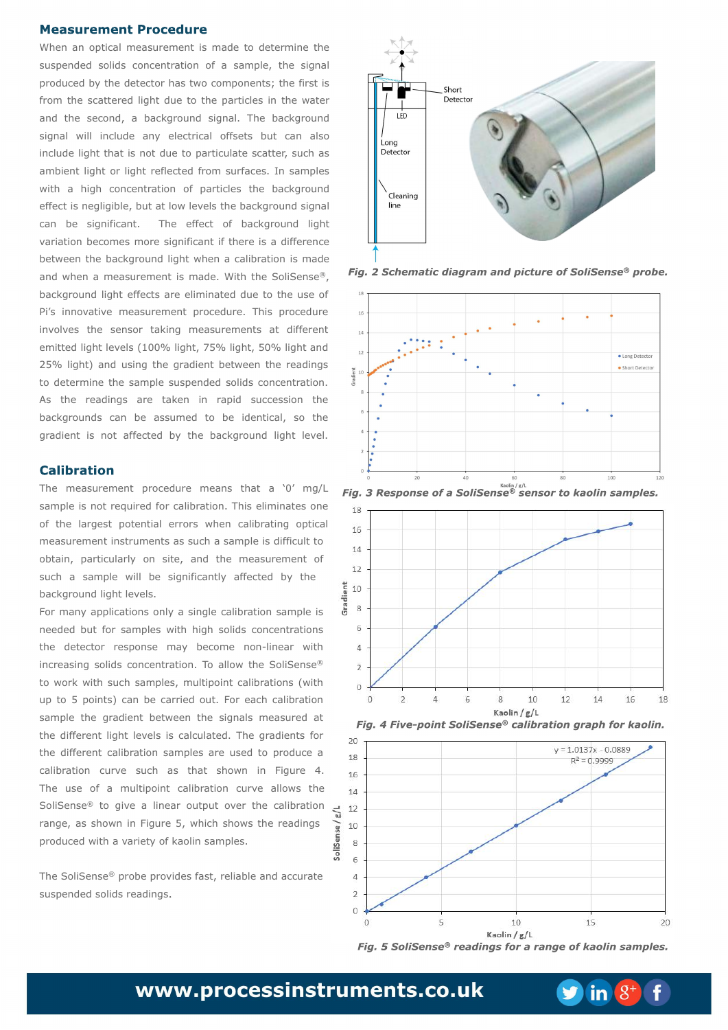## Measurement Procedure

When an optical measurement is made to determine the suspended solids concentration of a sample, the signal produced by the detector has two components; the first is from the scattered light due to the particles in the water and the second, a background signal. The background signal will include any electrical offsets but can also include light that is not due to particulate scatter, such as ambient light or light reflected from surfaces. In samples with a high concentration of particles the background effect is negligible, but at low levels the background signal can be significant. The effect of background light variation becomes more significant if there is a difference between the background light when a calibration is made and when a measurement is made. With the SoliSense®, background light effects are eliminated due to the use of Pi's innovative measurement procedure. This procedure involves the sensor taking measurements at different emitted light levels (100% light, 75% light, 50% light and 25% light) and using the gradient between the readings to determine the sample suspended solids concentration. As the readings are taken in rapid succession the backgrounds can be assumed to be identical, so the gradient is not affected by the background light level.

## Calibration

The measurement procedure means that a '0' mg/L sample is not required for calibration. This eliminates one of the largest potential errors when calibrating optical measurement instruments as such a sample is difficult to obtain, particularly on site, and the measurement of such a sample will be significantly affected by the background light levels.

For many applications only a single calibration sample is needed but for samples with high solids concentrations the detector response may become non-linear with increasing solids concentration. To allow the SoliSense® to work with such samples, multipoint calibrations (with up to 5 points) can be carried out. For each calibration sample the gradient between the signals measured at the different light levels is calculated. The gradients for the different calibration samples are used to produce a calibration curve such as that shown in Figure 4. The use of a multipoint calibration curve allows the SoliSense® to give a linear output over the calibration range, as shown in Figure 5, which shows the readings produced with a variety of kaolin samples.

The SoliSense® probe provides fast, reliable and accurate suspended solids readings.

Short Detector
LED
Long Detector
Cleaning line

*Fig. 2 Schematic diagram and picture of SoliSense® probe.*

Gradient
Kaolin / g/L
Long Detector
Short Detector

*Fig. 3 Response of a SoliSense® sensor to kaolin samples.*

Gradient
Kaolin / g/L

*Fig. 4 Five-point SoliSense® calibration graph for kaolin.*

y = 1.0137x - 0.0889
$R^2$ = 0.9999
SoliSense / g/L
Kaolin / g/L

*Fig. 5 SoliSense® readings for a range of kaolin samples.*

**www.processinstruments.co.uk**